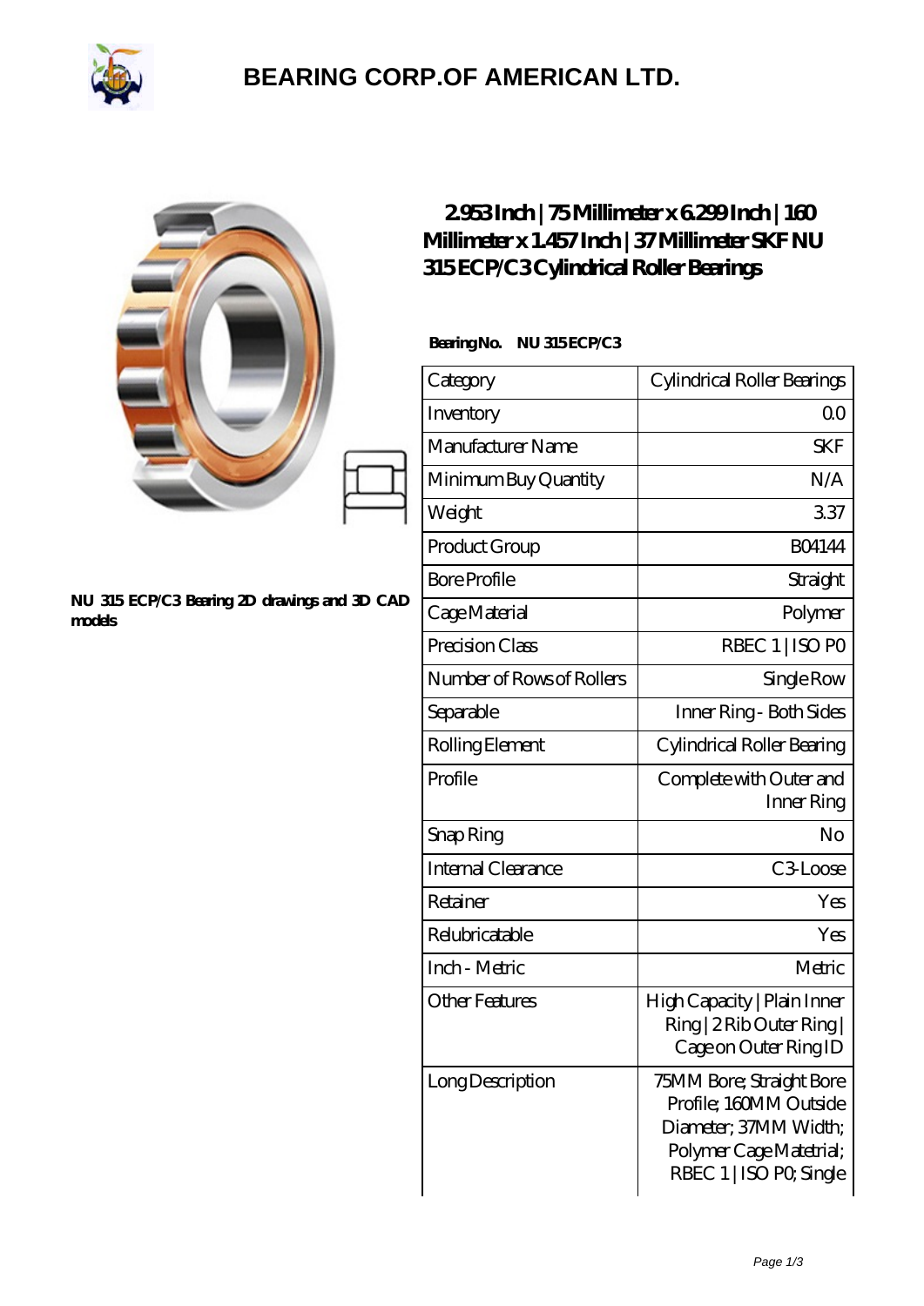# BEARING CORP.OF AMERICAN LTD.

NU 315 ECP/C3 Bearing 2D drawings and 3D CAD models

## 2.953 Inch | 75 Millimeter x 6.299 Inch | 160 Millimeter x 1.457 Inch | 37 Millimeter SKF NU 315 ECP/C3 Cylindrical Roller Bearings

**Bearing No.** NU 315 ECP/C3

| Category | Cylindrical Roller Bearings |
|---|---|
| Inventory | 0.0 |
| Manufacturer Name | SKF |
| Minimum Buy Quantity | N/A |
| Weight | 3.37 |
| Product Group | B04144 |
| Bore Profile | Straight |
| Cage Material | Polymer |
| Precision Class | RBEC 1 \| ISO P0 |
| Number of Rows of Rollers | Single Row |
| Separable | Inner Ring - Both Sides |
| Rolling Element | Cylindrical Roller Bearing |
| Profile | Complete with Outer and Inner Ring |
| Snap Ring | No |
| Internal Clearance | C3-Loose |
| Retainer | Yes |
| Relubricatable | Yes |
| Inch - Metric | Metric |
| Other Features | High Capacity \| Plain Inner Ring \| 2 Rib Outer Ring \| Cage on Outer Ring ID |
| Long Description | 75MM Bore; Straight Bore Profile; 160MM Outside Diameter; 37MM Width; Polymer Cage Matetrial; RBEC 1 \| ISO P0; Single |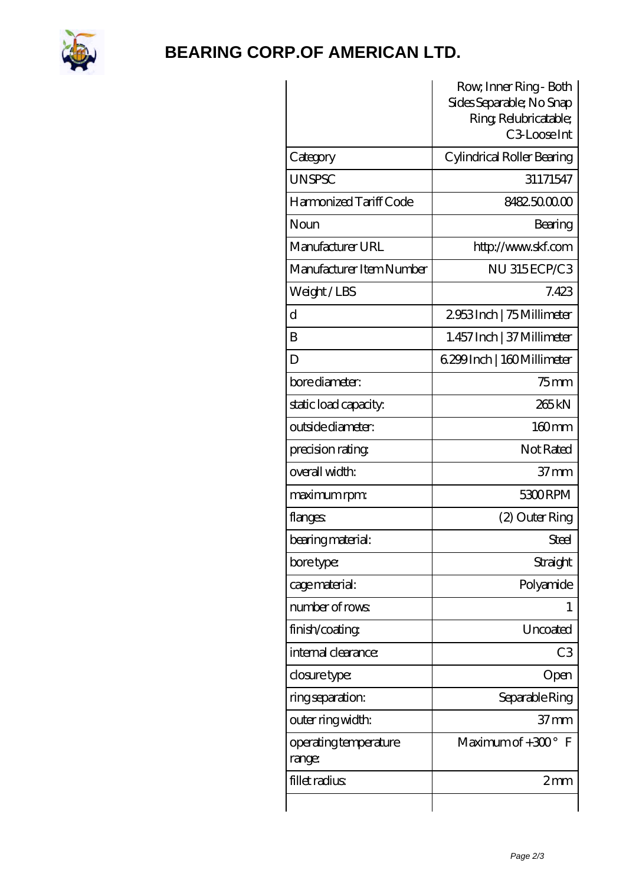| | Row; Inner Ring - Both Sides Separable; No Snap Ring; Relubricatable; C3-Loose Int |
|---|---|
| Category | Cylindrical Roller Bearing |
| UNSPSC | 31171547 |
| Harmonized Tariff Code | 8482.50.00.00 |
| Noun | Bearing |
| Manufacturer URL | http://www.skf.com |
| Manufacturer Item Number | NU 315 ECP/C3 |
| Weight / LBS | 7.423 |
| d | 2.953 Inch \| 75 Millimeter |
| B | 1.457 Inch \| 37 Millimeter |
| D | 6.299 Inch \| 160 Millimeter |
| bore diameter: | 75 mm |
| static load capacity: | 265 kN |
| outside diameter: | 160 mm |
| precision rating: | Not Rated |
| overall width: | 37 mm |
| maximum rpm: | 5300 RPM |
| flanges: | (2) Outer Ring |
| bearing material: | Steel |
| bore type: | Straight |
| cage material: | Polyamide |
| number of rows: | 1 |
| finish/coating: | Uncoated |
| internal clearance: | C3 |
| closure type: | Open |
| ring separation: | Separable Ring |
| outer ring width: | 37 mm |
| operating temperature range: | Maximum of +300 ° F |
| fillet radius: | 2 mm |
| | |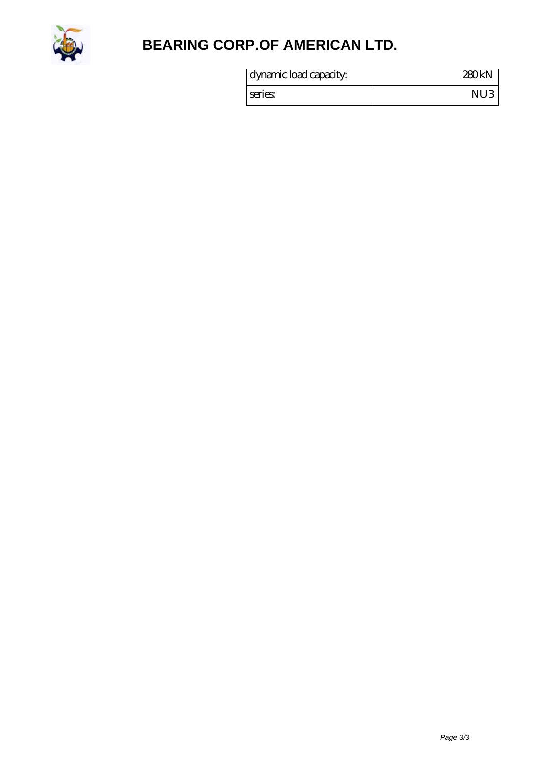| | |
|---|---|
| dynamic load capacity: | 280 kN |
| series: | NU3 |